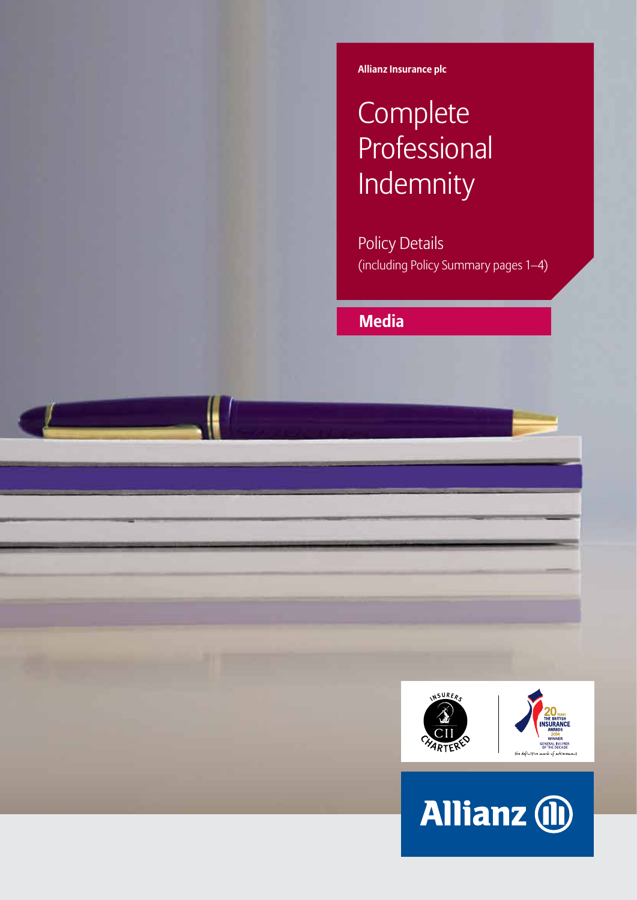**Allianz Insurance plc**

# Complete Professional Indemnity

Policy Details
(including Policy Summary pages 1–4)

**Media**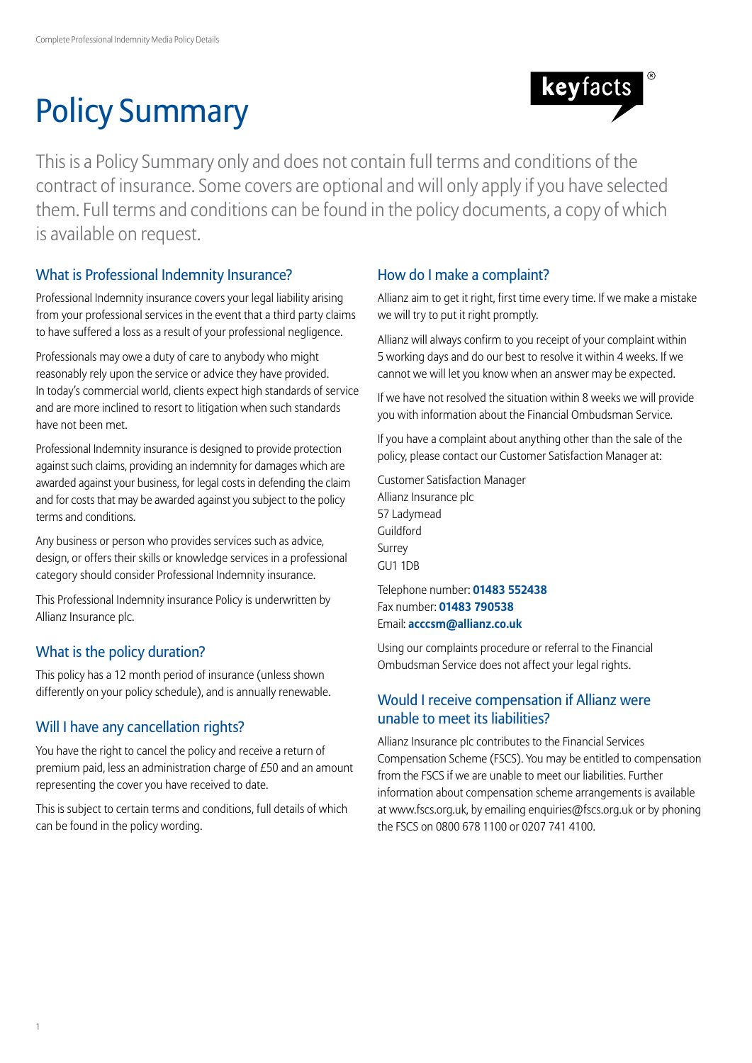# Policy Summary

keyfacts®

This is a Policy Summary only and does not contain full terms and conditions of the contract of insurance. Some covers are optional and will only apply if you have selected them. Full terms and conditions can be found in the policy documents, a copy of which is available on request.

## What is Professional Indemnity Insurance?

Professional Indemnity insurance covers your legal liability arising from your professional services in the event that a third party claims to have suffered a loss as a result of your professional negligence.

Professionals may owe a duty of care to anybody who might reasonably rely upon the service or advice they have provided. In today's commercial world, clients expect high standards of service and are more inclined to resort to litigation when such standards have not been met.

Professional Indemnity insurance is designed to provide protection against such claims, providing an indemnity for damages which are awarded against your business, for legal costs in defending the claim and for costs that may be awarded against you subject to the policy terms and conditions.

Any business or person who provides services such as advice, design, or offers their skills or knowledge services in a professional category should consider Professional Indemnity insurance.

This Professional Indemnity insurance Policy is underwritten by Allianz Insurance plc.

## What is the policy duration?

This policy has a 12 month period of insurance (unless shown differently on your policy schedule), and is annually renewable.

## Will I have any cancellation rights?

You have the right to cancel the policy and receive a return of premium paid, less an administration charge of £50 and an amount representing the cover you have received to date.

This is subject to certain terms and conditions, full details of which can be found in the policy wording.

## How do I make a complaint?

Allianz aim to get it right, first time every time. If we make a mistake we will try to put it right promptly.

Allianz will always confirm to you receipt of your complaint within 5 working days and do our best to resolve it within 4 weeks. If we cannot we will let you know when an answer may be expected.

If we have not resolved the situation within 8 weeks we will provide you with information about the Financial Ombudsman Service.

If you have a complaint about anything other than the sale of the policy, please contact our Customer Satisfaction Manager at:

Customer Satisfaction Manager
Allianz Insurance plc
57 Ladymead
Guildford
Surrey
GU1 1DB

Telephone number: **01483 552438**
Fax number: **01483 790538**
Email: **acccsm@allianz.co.uk**

Using our complaints procedure or referral to the Financial Ombudsman Service does not affect your legal rights.

## Would I receive compensation if Allianz were unable to meet its liabilities?

Allianz Insurance plc contributes to the Financial Services Compensation Scheme (FSCS). You may be entitled to compensation from the FSCS if we are unable to meet our liabilities. Further information about compensation scheme arrangements is available at www.fscs.org.uk, by emailing enquiries@fscs.org.uk or by phoning the FSCS on 0800 678 1100 or 0207 741 4100.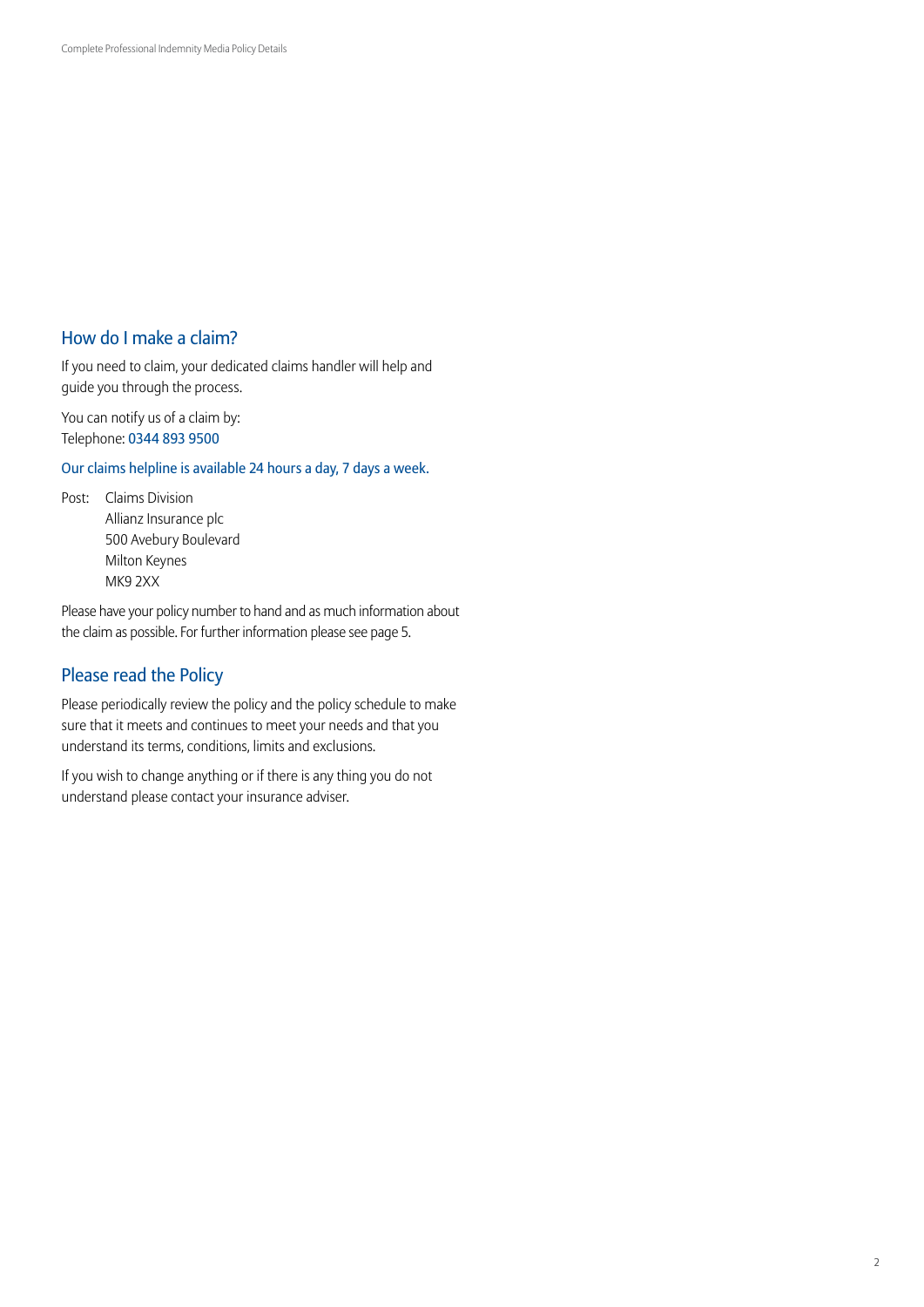## How do I make a claim?

If you need to claim, your dedicated claims handler will help and guide you through the process.

You can notify us of a claim by:
Telephone: 0344 893 9500

Our claims helpline is available 24 hours a day, 7 days a week.

Post: Claims Division
Allianz Insurance plc
500 Avebury Boulevard
Milton Keynes
MK9 2XX

Please have your policy number to hand and as much information about the claim as possible. For further information please see page 5.

## Please read the Policy

Please periodically review the policy and the policy schedule to make sure that it meets and continues to meet your needs and that you understand its terms, conditions, limits and exclusions.

If you wish to change anything or if there is any thing you do not understand please contact your insurance adviser.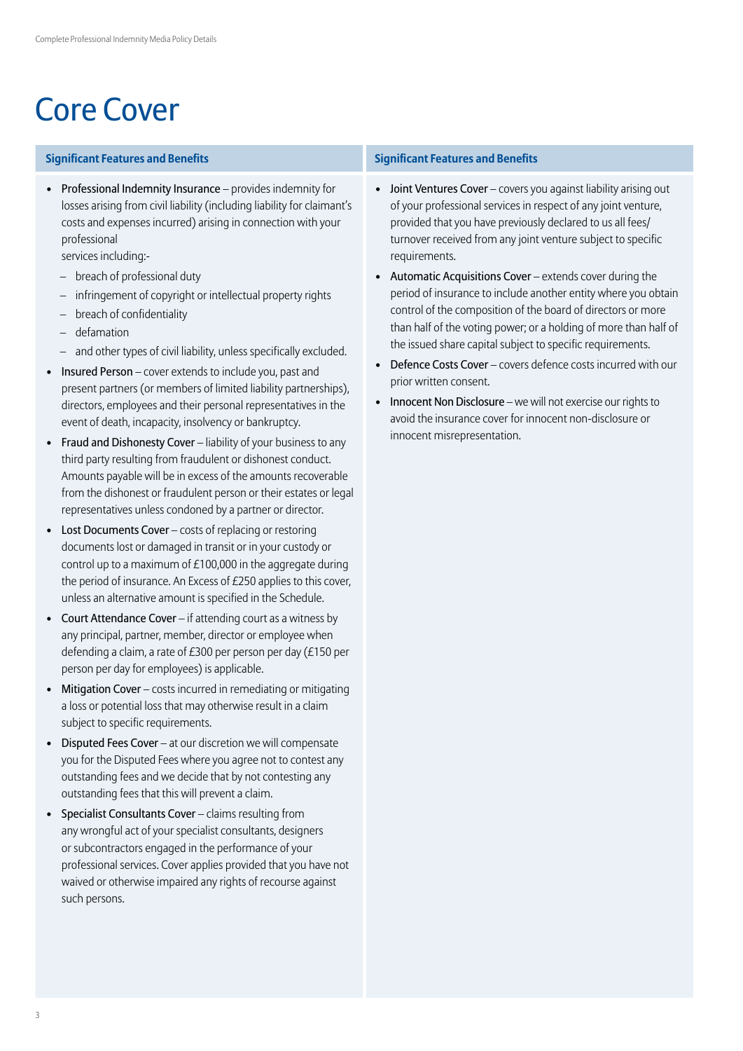# Core Cover

**Significant Features and Benefits**

- Professional Indemnity Insurance – provides indemnity for losses arising from civil liability (including liability for claimant's costs and expenses incurred) arising in connection with your professional services including:-
  - breach of professional duty
  - infringement of copyright or intellectual property rights
  - breach of confidentiality
  - defamation
  - and other types of civil liability, unless specifically excluded.
- Insured Person – cover extends to include you, past and present partners (or members of limited liability partnerships), directors, employees and their personal representatives in the event of death, incapacity, insolvency or bankruptcy.
- Fraud and Dishonesty Cover – liability of your business to any third party resulting from fraudulent or dishonest conduct. Amounts payable will be in excess of the amounts recoverable from the dishonest or fraudulent person or their estates or legal representatives unless condoned by a partner or director.
- Lost Documents Cover – costs of replacing or restoring documents lost or damaged in transit or in your custody or control up to a maximum of £100,000 in the aggregate during the period of insurance. An Excess of £250 applies to this cover, unless an alternative amount is specified in the Schedule.
- Court Attendance Cover – if attending court as a witness by any principal, partner, member, director or employee when defending a claim, a rate of £300 per person per day (£150 per person per day for employees) is applicable.
- Mitigation Cover – costs incurred in remediating or mitigating a loss or potential loss that may otherwise result in a claim subject to specific requirements.
- Disputed Fees Cover – at our discretion we will compensate you for the Disputed Fees where you agree not to contest any outstanding fees and we decide that by not contesting any outstanding fees that this will prevent a claim.
- Specialist Consultants Cover – claims resulting from any wrongful act of your specialist consultants, designers or subcontractors engaged in the performance of your professional services. Cover applies provided that you have not waived or otherwise impaired any rights of recourse against such persons.

**Significant Features and Benefits**

- Joint Ventures Cover – covers you against liability arising out of your professional services in respect of any joint venture, provided that you have previously declared to us all fees/turnover received from any joint venture subject to specific requirements.
- Automatic Acquisitions Cover – extends cover during the period of insurance to include another entity where you obtain control of the composition of the board of directors or more than half of the voting power; or a holding of more than half of the issued share capital subject to specific requirements.
- Defence Costs Cover – covers defence costs incurred with our prior written consent.
- Innocent Non Disclosure – we will not exercise our rights to avoid the insurance cover for innocent non-disclosure or innocent misrepresentation.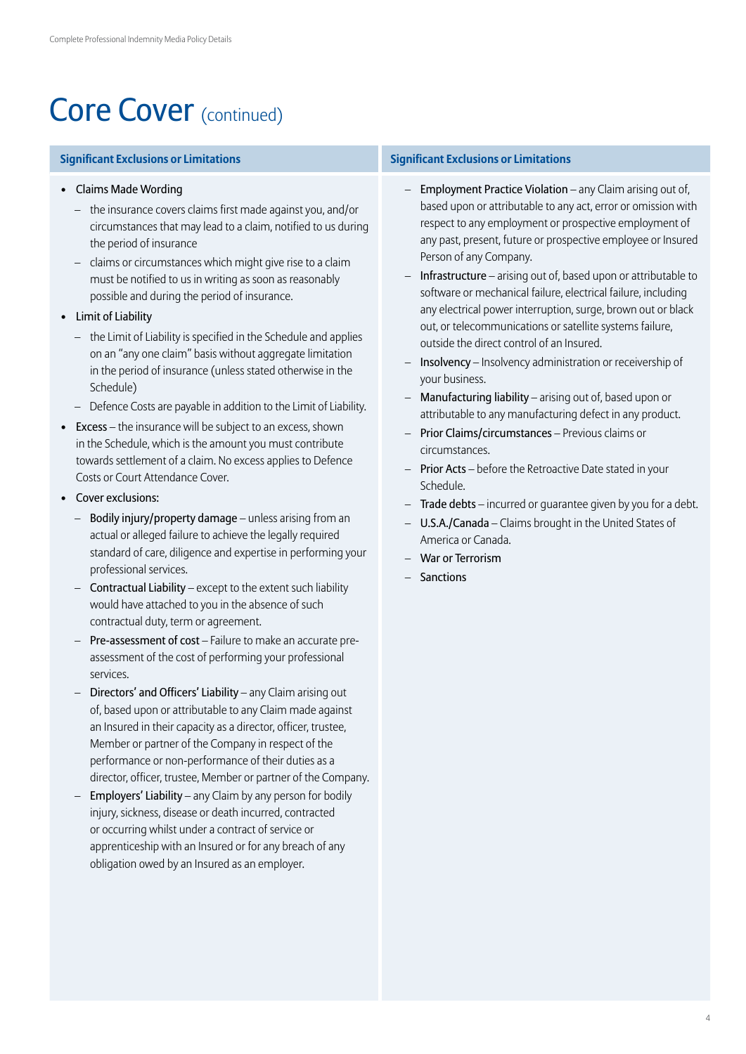# Core Cover (continued)

### Significant Exclusions or Limitations

- Claims Made Wording
  - the insurance covers claims first made against you, and/or circumstances that may lead to a claim, notified to us during the period of insurance
  - claims or circumstances which might give rise to a claim must be notified to us in writing as soon as reasonably possible and during the period of insurance.
- Limit of Liability
  - the Limit of Liability is specified in the Schedule and applies on an "any one claim" basis without aggregate limitation in the period of insurance (unless stated otherwise in the Schedule)
  - Defence Costs are payable in addition to the Limit of Liability.
- Excess – the insurance will be subject to an excess, shown in the Schedule, which is the amount you must contribute towards settlement of a claim. No excess applies to Defence Costs or Court Attendance Cover.
- Cover exclusions:
  - Bodily injury/property damage – unless arising from an actual or alleged failure to achieve the legally required standard of care, diligence and expertise in performing your professional services.
  - Contractual Liability – except to the extent such liability would have attached to you in the absence of such contractual duty, term or agreement.
  - Pre-assessment of cost – Failure to make an accurate pre-assessment of the cost of performing your professional services.
  - Directors' and Officers' Liability – any Claim arising out of, based upon or attributable to any Claim made against an Insured in their capacity as a director, officer, trustee, Member or partner of the Company in respect of the performance or non-performance of their duties as a director, officer, trustee, Member or partner of the Company.
  - Employers' Liability – any Claim by any person for bodily injury, sickness, disease or death incurred, contracted or occurring whilst under a contract of service or apprenticeship with an Insured or for any breach of any obligation owed by an Insured as an employer.
  - Employment Practice Violation – any Claim arising out of, based upon or attributable to any act, error or omission with respect to any employment or prospective employment of any past, present, future or prospective employee or Insured Person of any Company.
  - Infrastructure – arising out of, based upon or attributable to software or mechanical failure, electrical failure, including any electrical power interruption, surge, brown out or black out, or telecommunications or satellite systems failure, outside the direct control of an Insured.
  - Insolvency – Insolvency administration or receivership of your business.
  - Manufacturing liability – arising out of, based upon or attributable to any manufacturing defect in any product.
  - Prior Claims/circumstances – Previous claims or circumstances.
  - Prior Acts – before the Retroactive Date stated in your Schedule.
  - Trade debts – incurred or guarantee given by you for a debt.
  - U.S.A./Canada – Claims brought in the United States of America or Canada.
  - War or Terrorism
  - Sanctions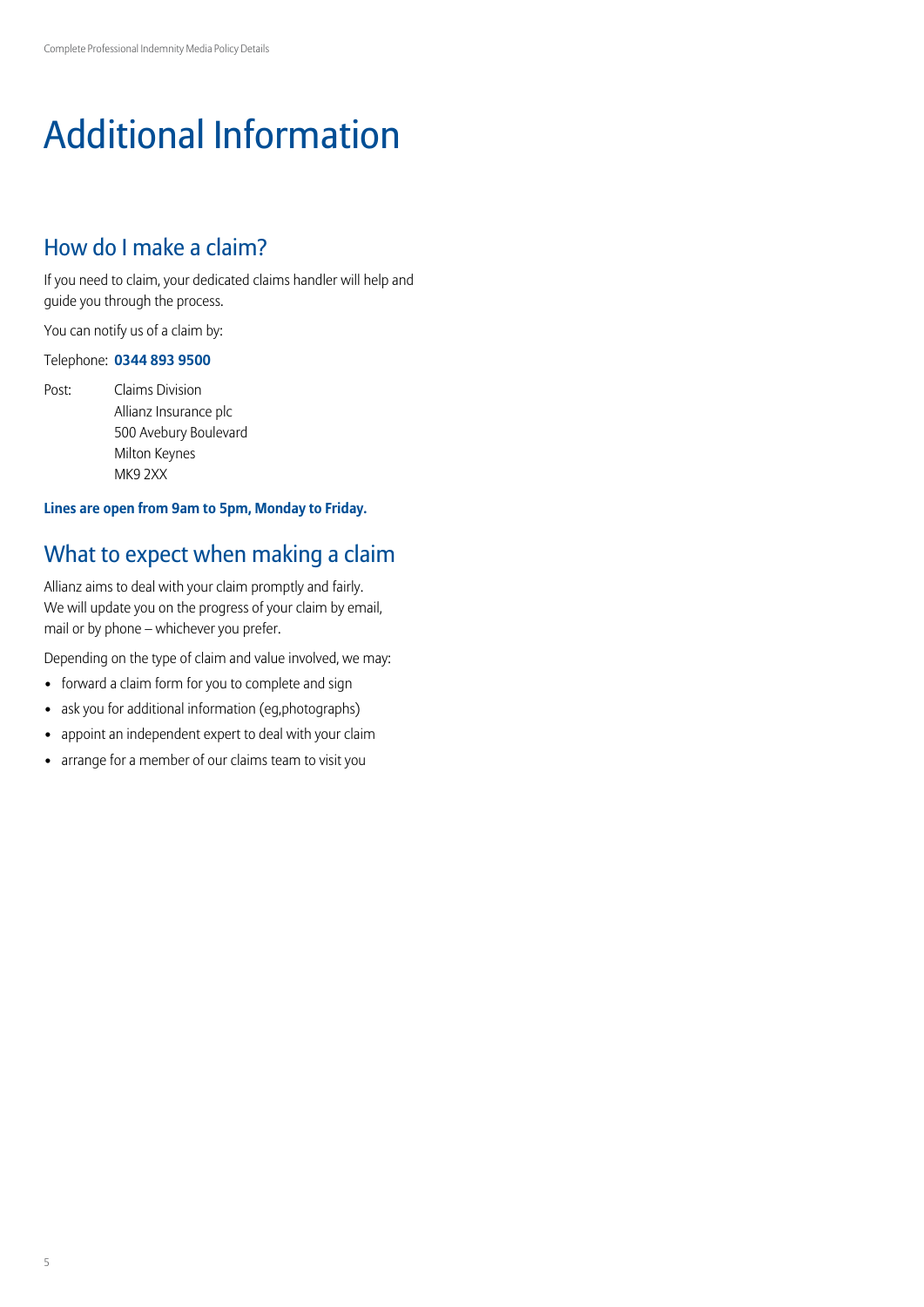# Additional Information

## How do I make a claim?

If you need to claim, your dedicated claims handler will help and guide you through the process.

You can notify us of a claim by:

Telephone: **0344 893 9500**

Post: Claims Division
Allianz Insurance plc
500 Avebury Boulevard
Milton Keynes
MK9 2XX

**Lines are open from 9am to 5pm, Monday to Friday.**

## What to expect when making a claim

Allianz aims to deal with your claim promptly and fairly. We will update you on the progress of your claim by email, mail or by phone – whichever you prefer.

Depending on the type of claim and value involved, we may:

- forward a claim form for you to complete and sign
- ask you for additional information (eg,photographs)
- appoint an independent expert to deal with your claim
- arrange for a member of our claims team to visit you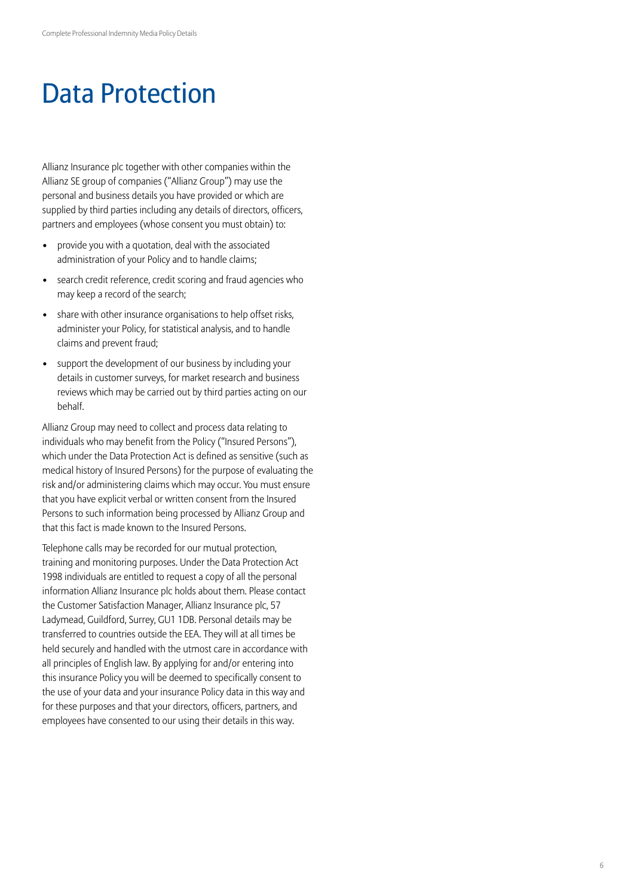# Data Protection

Allianz Insurance plc together with other companies within the Allianz SE group of companies ("Allianz Group") may use the personal and business details you have provided or which are supplied by third parties including any details of directors, officers, partners and employees (whose consent you must obtain) to:

- provide you with a quotation, deal with the associated administration of your Policy and to handle claims;
- search credit reference, credit scoring and fraud agencies who may keep a record of the search;
- share with other insurance organisations to help offset risks, administer your Policy, for statistical analysis, and to handle claims and prevent fraud;
- support the development of our business by including your details in customer surveys, for market research and business reviews which may be carried out by third parties acting on our behalf.

Allianz Group may need to collect and process data relating to individuals who may benefit from the Policy ("Insured Persons"), which under the Data Protection Act is defined as sensitive (such as medical history of Insured Persons) for the purpose of evaluating the risk and/or administering claims which may occur. You must ensure that you have explicit verbal or written consent from the Insured Persons to such information being processed by Allianz Group and that this fact is made known to the Insured Persons.

Telephone calls may be recorded for our mutual protection, training and monitoring purposes. Under the Data Protection Act 1998 individuals are entitled to request a copy of all the personal information Allianz Insurance plc holds about them. Please contact the Customer Satisfaction Manager, Allianz Insurance plc, 57 Ladymead, Guildford, Surrey, GU1 1DB. Personal details may be transferred to countries outside the EEA. They will at all times be held securely and handled with the utmost care in accordance with all principles of English law. By applying for and/or entering into this insurance Policy you will be deemed to specifically consent to the use of your data and your insurance Policy data in this way and for these purposes and that your directors, officers, partners, and employees have consented to our using their details in this way.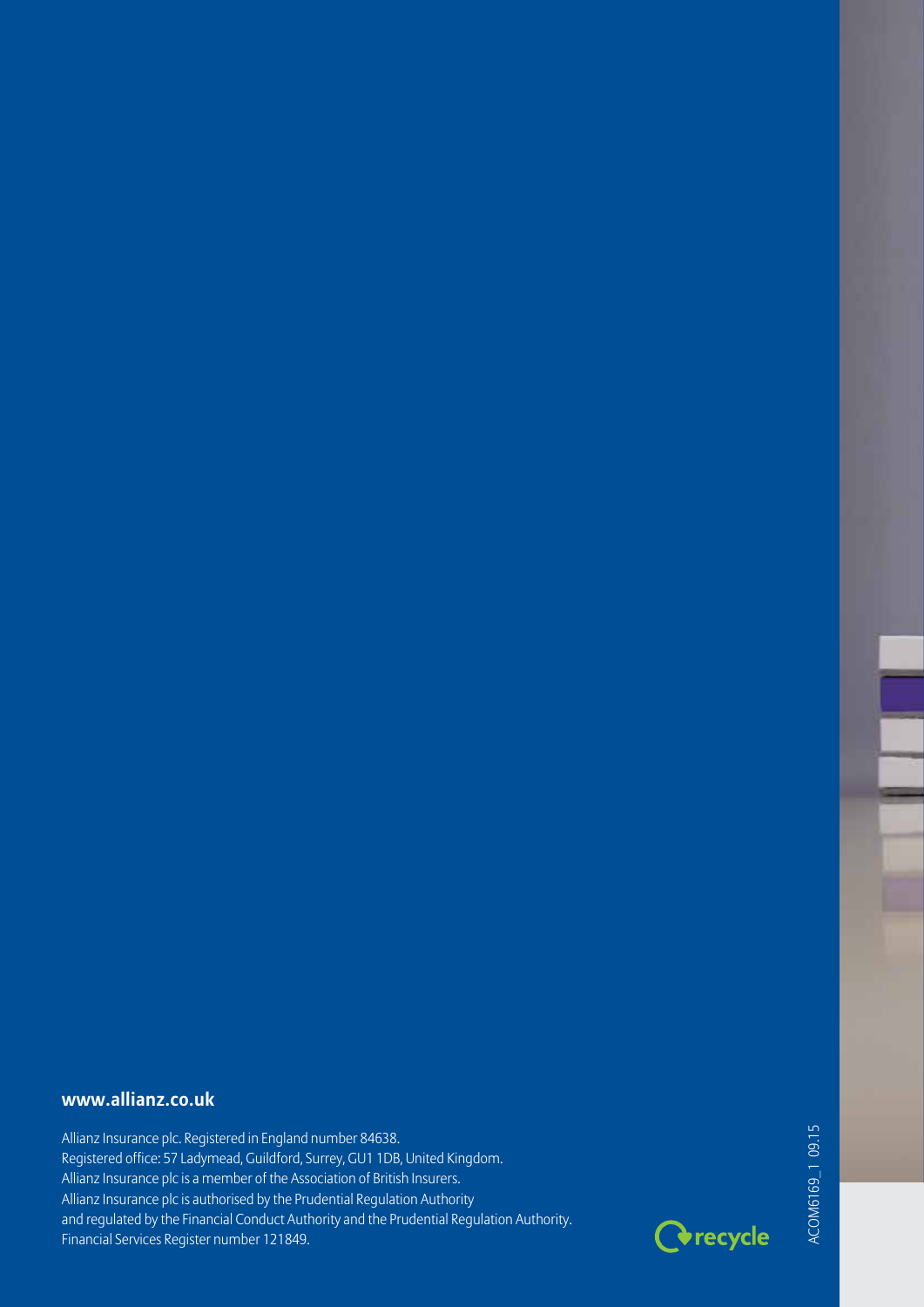**www.allianz.co.uk**

Allianz Insurance plc. Registered in England number 84638.
Registered office: 57 Ladymead, Guildford, Surrey, GU1 1DB, United Kingdom.
Allianz Insurance plc is a member of the Association of British Insurers.
Allianz Insurance plc is authorised by the Prudential Regulation Authority
and regulated by the Financial Conduct Authority and the Prudential Regulation Authority.
Financial Services Register number 121849.

recycle

ACOM6169_1 09.15